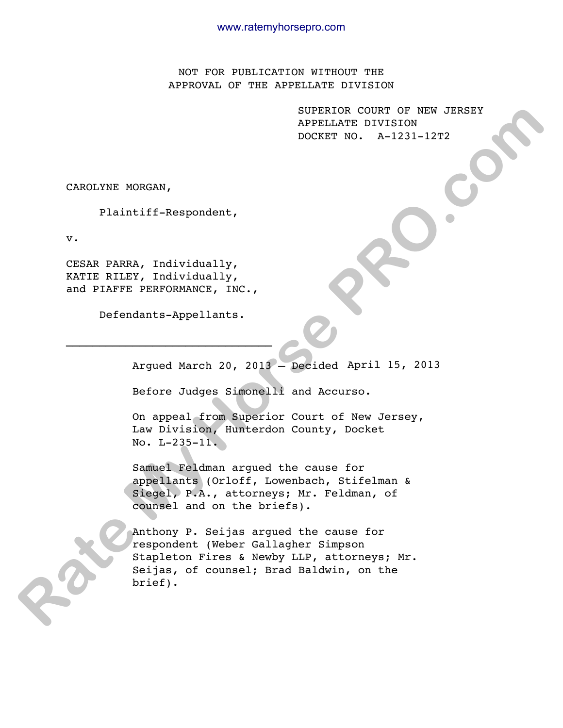NOT FOR PUBLICATION WITHOUT THE
APPROVAL OF THE APPELLATE DIVISION

SUPERIOR COURT OF NEW JERSEY
APPELLATE DIVISION
DOCKET NO. A-1231-12T2

CAROLYNE MORGAN,

Plaintiff-Respondent,

v.

CESAR PARRA, Individually,
KATIE RILEY, Individually,
and PIAFFE PERFORMANCE, INC.,

Defendants-Appellants.

---

Argued March 20, 2013 – Decided April 15, 2013

Before Judges Simonelli and Accurso.

On appeal from Superior Court of New Jersey, Law Division, Hunterdon County, Docket No. L-235-11.

Samuel Feldman argued the cause for appellants (Orloff, Lowenbach, Stifelman & Siegel, P.A., attorneys; Mr. Feldman, of counsel and on the briefs).

Anthony P. Seijas argued the cause for respondent (Weber Gallagher Simpson Stapleton Fires & Newby LLP, attorneys; Mr. Seijas, of counsel; Brad Baldwin, on the brief).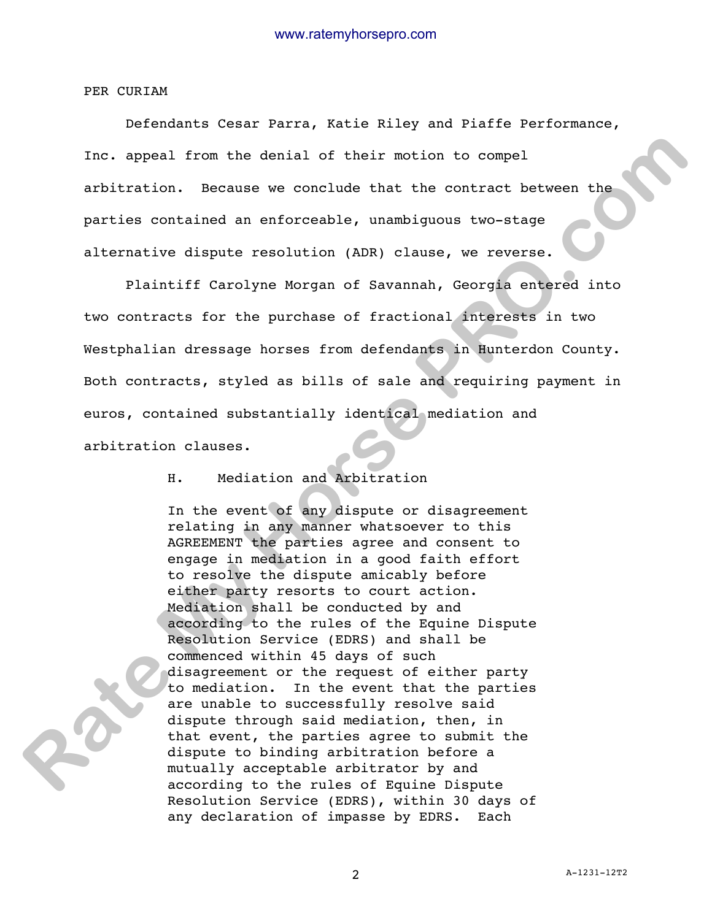PER CURIAM

Defendants Cesar Parra, Katie Riley and Piaffe Performance, Inc. appeal from the denial of their motion to compel arbitration. Because we conclude that the contract between the parties contained an enforceable, unambiguous two-stage alternative dispute resolution (ADR) clause, we reverse.

Plaintiff Carolyne Morgan of Savannah, Georgia entered into two contracts for the purchase of fractional interests in two Westphalian dressage horses from defendants in Hunterdon County. Both contracts, styled as bills of sale and requiring payment in euros, contained substantially identical mediation and arbitration clauses.

> H. Mediation and Arbitration
>
> In the event of any dispute or disagreement relating in any manner whatsoever to this AGREEMENT the parties agree and consent to engage in mediation in a good faith effort to resolve the dispute amicably before either party resorts to court action. Mediation shall be conducted by and according to the rules of the Equine Dispute Resolution Service (EDRS) and shall be commenced within 45 days of such disagreement or the request of either party to mediation. In the event that the parties are unable to successfully resolve said dispute through said mediation, then, in that event, the parties agree to submit the dispute to binding arbitration before a mutually acceptable arbitrator by and according to the rules of Equine Dispute Resolution Service (EDRS), within 30 days of any declaration of impasse by EDRS. Each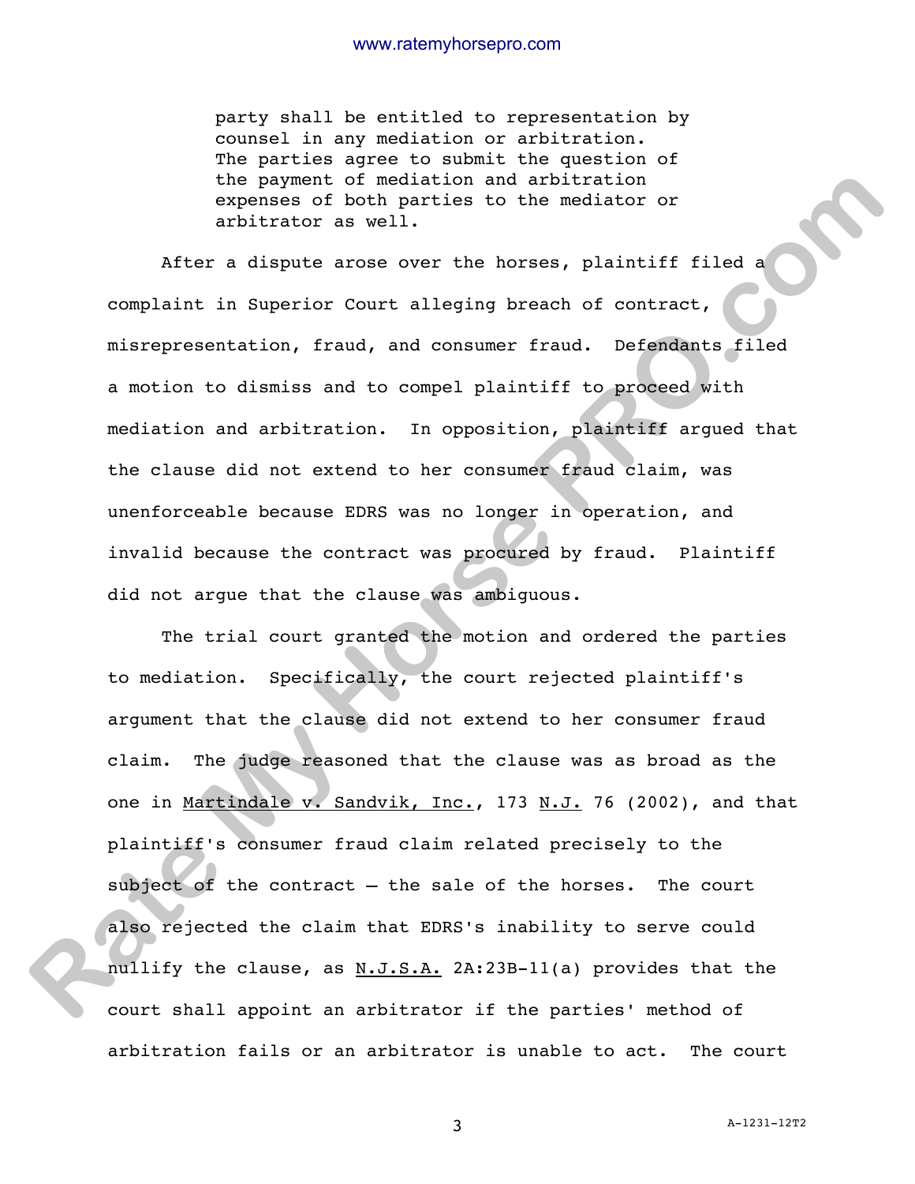party shall be entitled to representation by counsel in any mediation or arbitration. The parties agree to submit the question of the payment of mediation and arbitration expenses of both parties to the mediator or arbitrator as well.

After a dispute arose over the horses, plaintiff filed a complaint in Superior Court alleging breach of contract, misrepresentation, fraud, and consumer fraud. Defendants filed a motion to dismiss and to compel plaintiff to proceed with mediation and arbitration. In opposition, plaintiff argued that the clause did not extend to her consumer fraud claim, was unenforceable because EDRS was no longer in operation, and invalid because the contract was procured by fraud. Plaintiff did not argue that the clause was ambiguous.

The trial court granted the motion and ordered the parties to mediation. Specifically, the court rejected plaintiff's argument that the clause did not extend to her consumer fraud claim. The judge reasoned that the clause was as broad as the one in _Martindale v. Sandvik, Inc._, 173 _N.J._ 76 (2002), and that plaintiff's consumer fraud claim related precisely to the subject of the contract – the sale of the horses. The court also rejected the claim that EDRS's inability to serve could nullify the clause, as _N.J.S.A._ 2A:23B-11(a) provides that the court shall appoint an arbitrator if the parties' method of arbitration fails or an arbitrator is unable to act. The court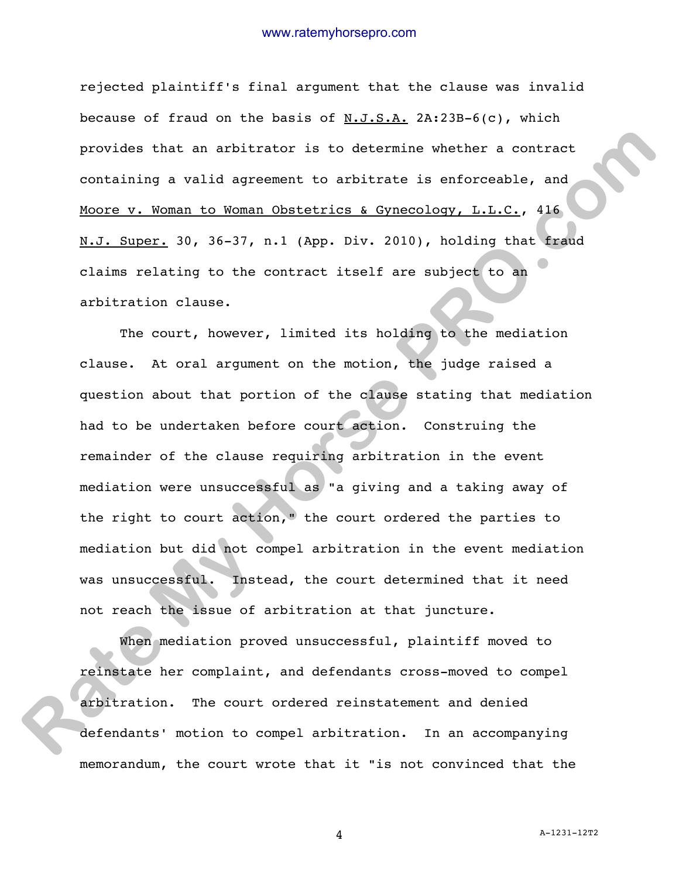rejected plaintiff's final argument that the clause was invalid because of fraud on the basis of N.J.S.A. 2A:23B-6(c), which provides that an arbitrator is to determine whether a contract containing a valid agreement to arbitrate is enforceable, and Moore v. Woman to Woman Obstetrics & Gynecology, L.L.C., 416 N.J. Super. 30, 36-37, n.1 (App. Div. 2010), holding that fraud claims relating to the contract itself are subject to an arbitration clause.

The court, however, limited its holding to the mediation clause. At oral argument on the motion, the judge raised a question about that portion of the clause stating that mediation had to be undertaken before court action. Construing the remainder of the clause requiring arbitration in the event mediation were unsuccessful as "a giving and a taking away of the right to court action," the court ordered the parties to mediation but did not compel arbitration in the event mediation was unsuccessful. Instead, the court determined that it need not reach the issue of arbitration at that juncture.

When mediation proved unsuccessful, plaintiff moved to reinstate her complaint, and defendants cross-moved to compel arbitration. The court ordered reinstatement and denied defendants' motion to compel arbitration. In an accompanying memorandum, the court wrote that it "is not convinced that the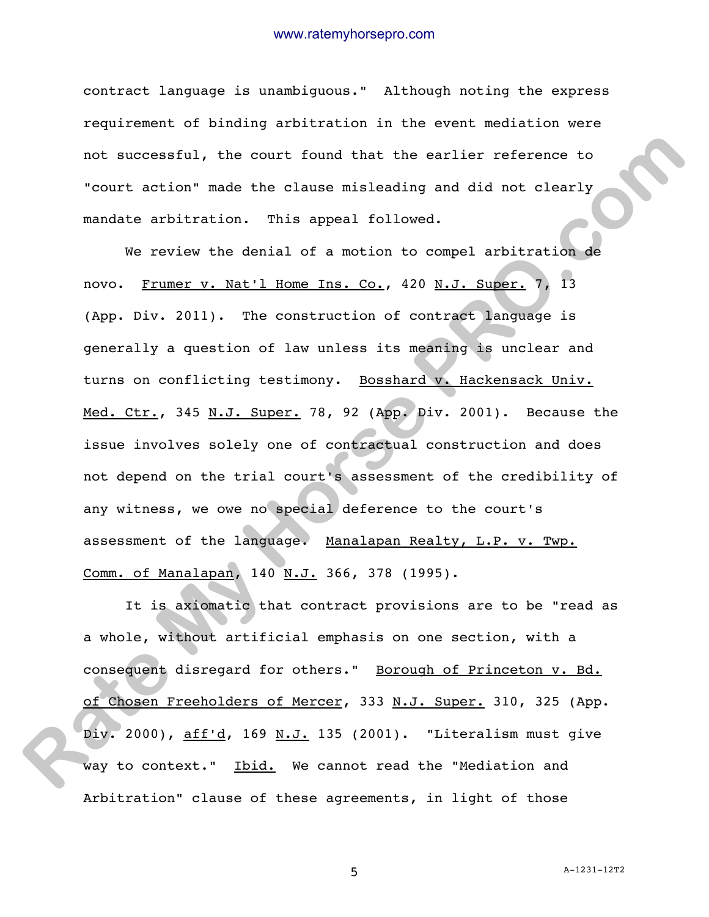contract language is unambiguous." Although noting the express requirement of binding arbitration in the event mediation were not successful, the court found that the earlier reference to "court action" made the clause misleading and did not clearly mandate arbitration. This appeal followed.

We review the denial of a motion to compel arbitration de novo. Frumer v. Nat'l Home Ins. Co., 420 N.J. Super. 7, 13 (App. Div. 2011). The construction of contract language is generally a question of law unless its meaning is unclear and turns on conflicting testimony. Bosshard v. Hackensack Univ. Med. Ctr., 345 N.J. Super. 78, 92 (App. Div. 2001). Because the issue involves solely one of contractual construction and does not depend on the trial court's assessment of the credibility of any witness, we owe no special deference to the court's assessment of the language. Manalapan Realty, L.P. v. Twp. Comm. of Manalapan, 140 N.J. 366, 378 (1995).

It is axiomatic that contract provisions are to be "read as a whole, without artificial emphasis on one section, with a consequent disregard for others." Borough of Princeton v. Bd. of Chosen Freeholders of Mercer, 333 N.J. Super. 310, 325 (App. Div. 2000), aff'd, 169 N.J. 135 (2001). "Literalism must give way to context." Ibid. We cannot read the "Mediation and Arbitration" clause of these agreements, in light of those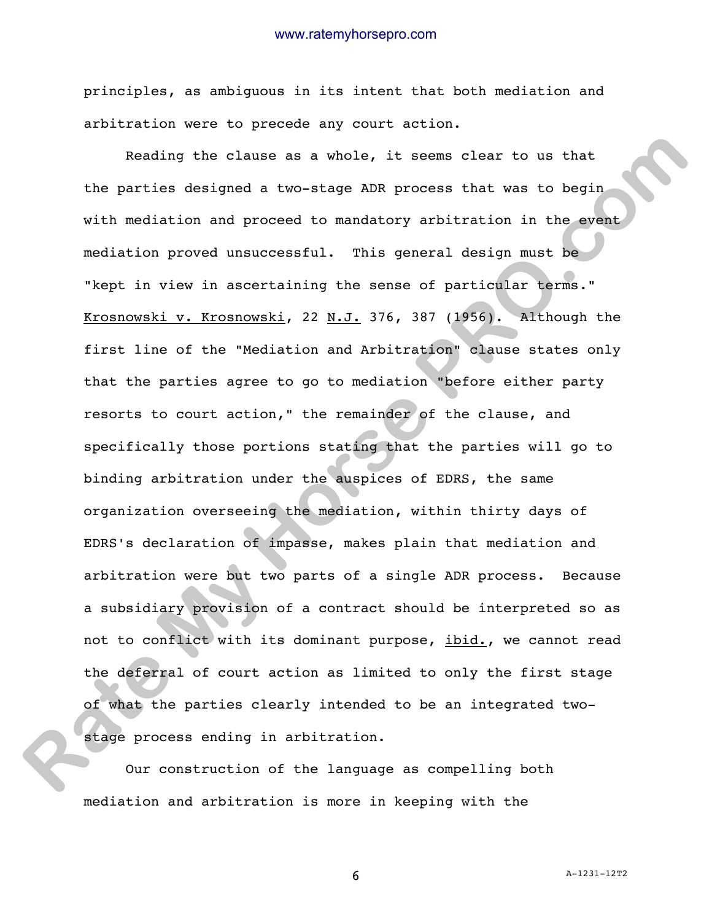principles, as ambiguous in its intent that both mediation and arbitration were to precede any court action.

Reading the clause as a whole, it seems clear to us that the parties designed a two-stage ADR process that was to begin with mediation and proceed to mandatory arbitration in the event mediation proved unsuccessful. This general design must be "kept in view in ascertaining the sense of particular terms." Krosnowski v. Krosnowski, 22 N.J. 376, 387 (1956). Although the first line of the "Mediation and Arbitration" clause states only that the parties agree to go to mediation "before either party resorts to court action," the remainder of the clause, and specifically those portions stating that the parties will go to binding arbitration under the auspices of EDRS, the same organization overseeing the mediation, within thirty days of EDRS's declaration of impasse, makes plain that mediation and arbitration were but two parts of a single ADR process. Because a subsidiary provision of a contract should be interpreted so as not to conflict with its dominant purpose, ibid., we cannot read the deferral of court action as limited to only the first stage of what the parties clearly intended to be an integrated two-stage process ending in arbitration.

Our construction of the language as compelling both mediation and arbitration is more in keeping with the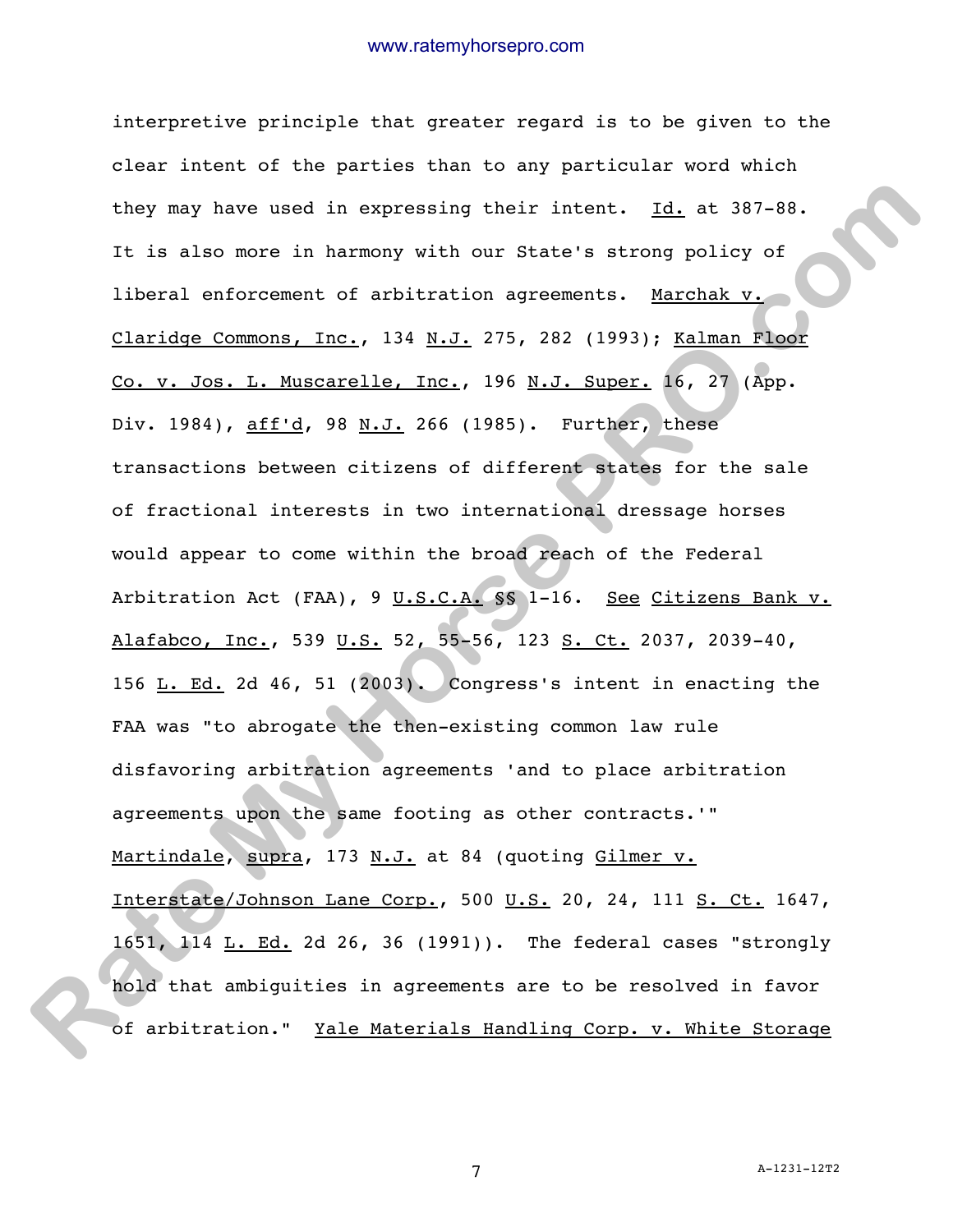interpretive principle that greater regard is to be given to the clear intent of the parties than to any particular word which they may have used in expressing their intent. Id. at 387-88. It is also more in harmony with our State's strong policy of liberal enforcement of arbitration agreements. Marchak v. Claridge Commons, Inc., 134 N.J. 275, 282 (1993); Kalman Floor Co. v. Jos. L. Muscarelle, Inc., 196 N.J. Super. 16, 27 (App. Div. 1984), aff'd, 98 N.J. 266 (1985). Further, these transactions between citizens of different states for the sale of fractional interests in two international dressage horses would appear to come within the broad reach of the Federal Arbitration Act (FAA), 9 U.S.C.A. §§ 1-16. See Citizens Bank v. Alafabco, Inc., 539 U.S. 52, 55-56, 123 S. Ct. 2037, 2039-40, 156 L. Ed. 2d 46, 51 (2003). Congress's intent in enacting the FAA was "to abrogate the then-existing common law rule disfavoring arbitration agreements 'and to place arbitration agreements upon the same footing as other contracts.'" Martindale, supra, 173 N.J. at 84 (quoting Gilmer v. Interstate/Johnson Lane Corp., 500 U.S. 20, 24, 111 S. Ct. 1647, 1651, 114 L. Ed. 2d 26, 36 (1991)). The federal cases "strongly hold that ambiguities in agreements are to be resolved in favor of arbitration." Yale Materials Handling Corp. v. White Storage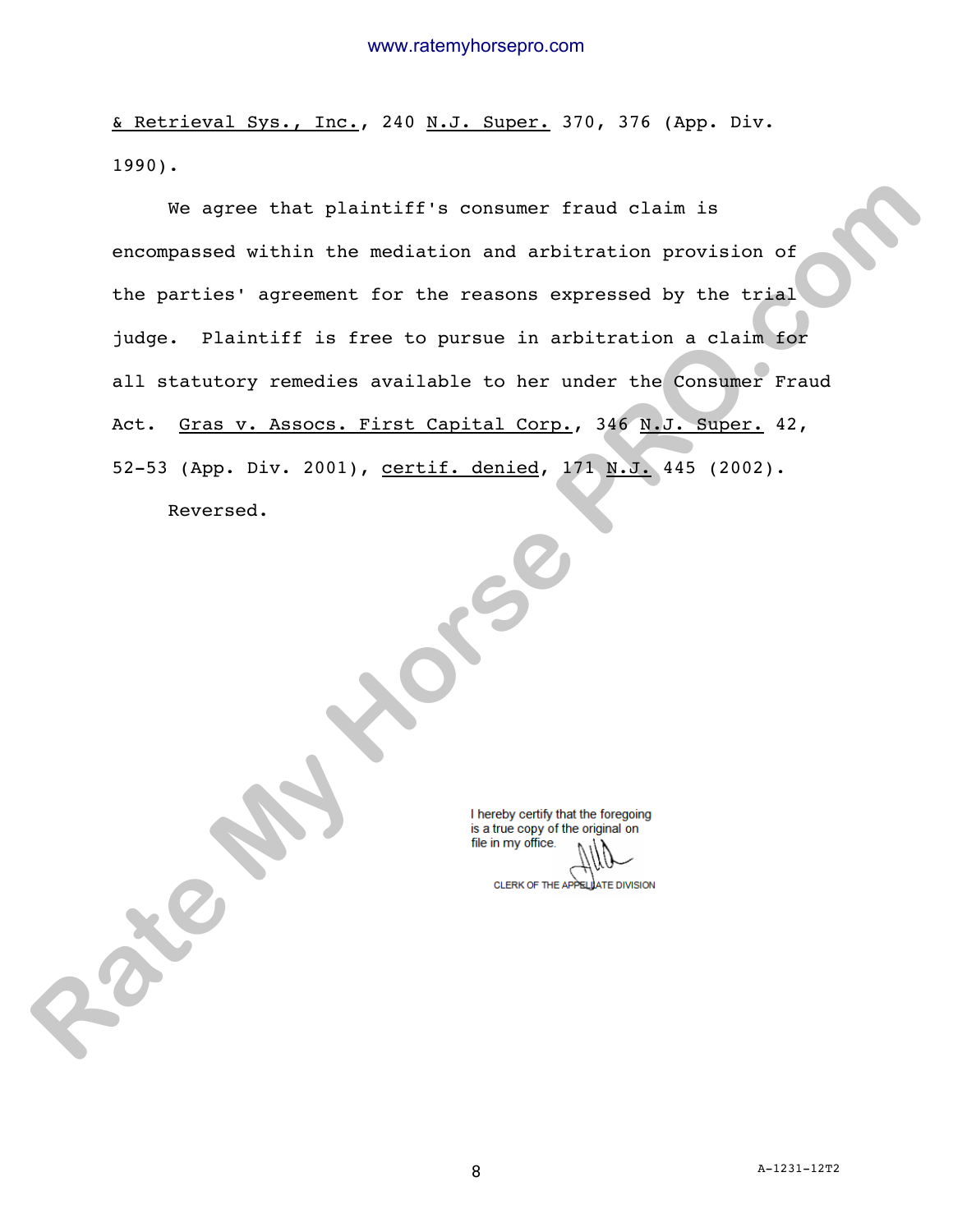& Retrieval Sys., Inc., 240 N.J. Super. 370, 376 (App. Div. 1990).

We agree that plaintiff's consumer fraud claim is encompassed within the mediation and arbitration provision of the parties' agreement for the reasons expressed by the trial judge. Plaintiff is free to pursue in arbitration a claim for all statutory remedies available to her under the Consumer Fraud Act. Gras v. Assocs. First Capital Corp., 346 N.J. Super. 42, 52-53 (App. Div. 2001), certif. denied, 171 N.J. 445 (2002).

Reversed.

I hereby certify that the foregoing is a true copy of the original on file in my office.

CLERK OF THE APPELLATE DIVISION